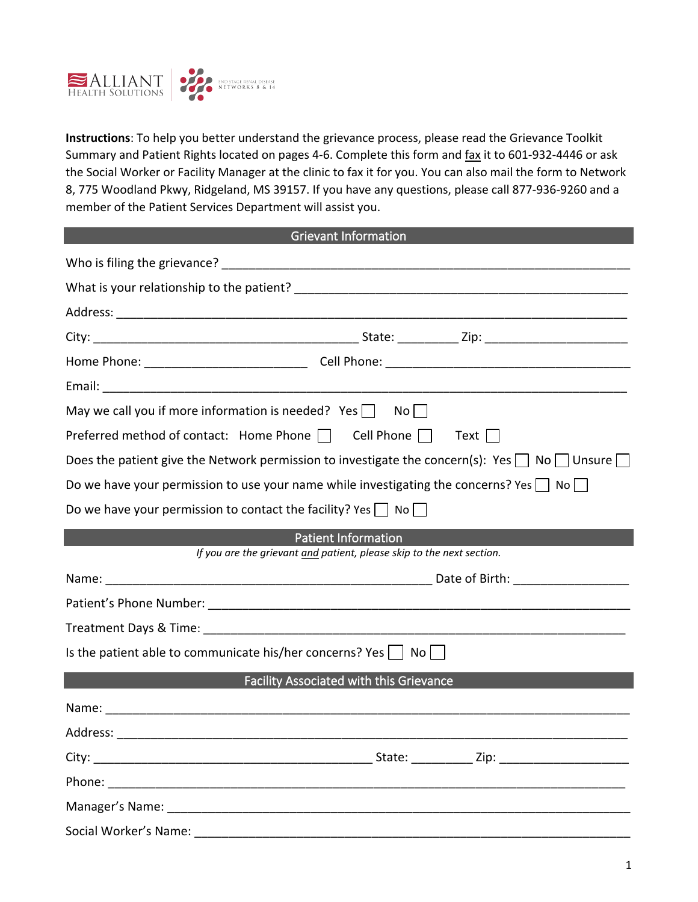ALLIANT HEALTH SOLUTIONS | END STAGE RENAL DISEASE NETWORKS 8 & 14

**Instructions**: To help you better understand the grievance process, please read the Grievance Toolkit Summary and Patient Rights located on pages 4-6. Complete this form and fax it to 601-932-4446 or ask the Social Worker or Facility Manager at the clinic to fax it for you. You can also mail the form to Network 8, 775 Woodland Pkwy, Ridgeland, MS 39157. If you have any questions, please call 877-936-9260 and a member of the Patient Services Department will assist you.

## Grievant Information

Who is filing the grievance? ______________________________________________

What is your relationship to the patient? ______________________________________

Address: ______________________________________________________________

City: ______________________________ State: _________ Zip: __________________

Home Phone: ____________________ Cell Phone: ______________________________

Email: ________________________________________________________________

May we call you if more information is needed? Yes ☐ No ☐

Preferred method of contact: Home Phone ☐ Cell Phone ☐ Text ☐

Does the patient give the Network permission to investigate the concern(s): Yes ☐ No ☐ Unsure ☐

Do we have your permission to use your name while investigating the concerns? Yes ☐ No ☐

Do we have your permission to contact the facility? Yes ☐ No ☐

## Patient Information

*If you are the grievant and patient, please skip to the next section.*

Name: ________________________________________ Date of Birth: ______________

Patient's Phone Number: _________________________________________________

Treatment Days & Time: __________________________________________________

Is the patient able to communicate his/her concerns? Yes ☐ No ☐

## Facility Associated with this Grievance

Name: ________________________________________________________________

Address: ______________________________________________________________

City: ________________________________ State: _________ Zip: ________________

Phone: ________________________________________________________________

Manager's Name: _______________________________________________________

Social Worker's Name: ___________________________________________________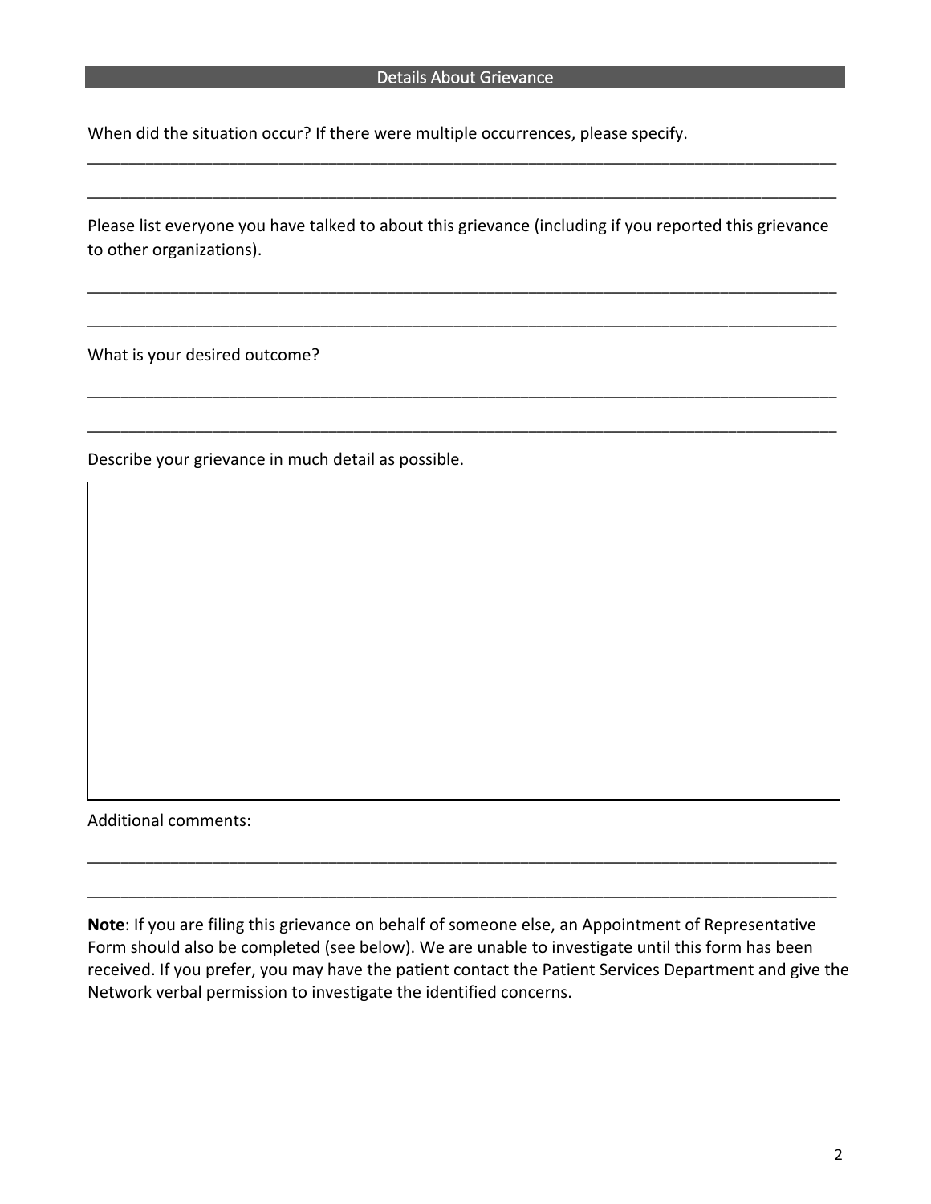## Details About Grievance

When did the situation occur? If there were multiple occurrences, please specify.

_______________________________________________________________________________________

_______________________________________________________________________________________

Please list everyone you have talked to about this grievance (including if you reported this grievance to other organizations).

_______________________________________________________________________________________

_______________________________________________________________________________________

What is your desired outcome?

_______________________________________________________________________________________

_______________________________________________________________________________________

Describe your grievance in much detail as possible.

| |
|---|
| |

Additional comments:

_______________________________________________________________________________________

_______________________________________________________________________________________

**Note**: If you are filing this grievance on behalf of someone else, an Appointment of Representative Form should also be completed (see below). We are unable to investigate until this form has been received. If you prefer, you may have the patient contact the Patient Services Department and give the Network verbal permission to investigate the identified concerns.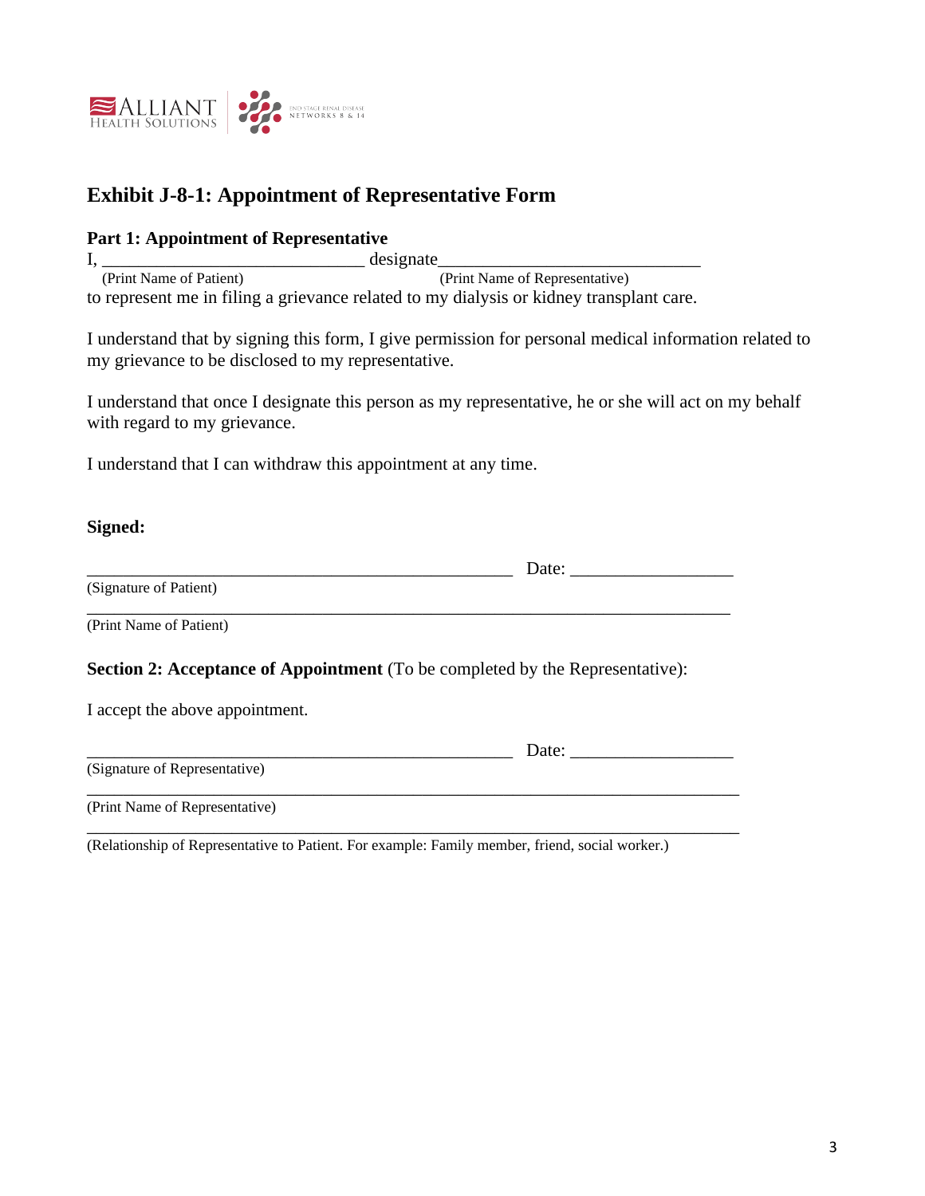# Exhibit J-8-1: Appointment of Representative Form

**Part 1: Appointment of Representative**

I, ____________________________ designate____________________________
(Print Name of Patient) (Print Name of Representative)
to represent me in filing a grievance related to my dialysis or kidney transplant care.

I understand that by signing this form, I give permission for personal medical information related to my grievance to be disclosed to my representative.

I understand that once I designate this person as my representative, he or she will act on my behalf with regard to my grievance.

I understand that I can withdraw this appointment at any time.

**Signed:**

_______________________________________________ Date: __________________
(Signature of Patient)

_______________________________________________________________________
(Print Name of Patient)

**Section 2: Acceptance of Appointment** (To be completed by the Representative):

I accept the above appointment.

_______________________________________________ Date: __________________
(Signature of Representative)

_______________________________________________________________________
(Print Name of Representative)

_______________________________________________________________________
(Relationship of Representative to Patient. For example: Family member, friend, social worker.)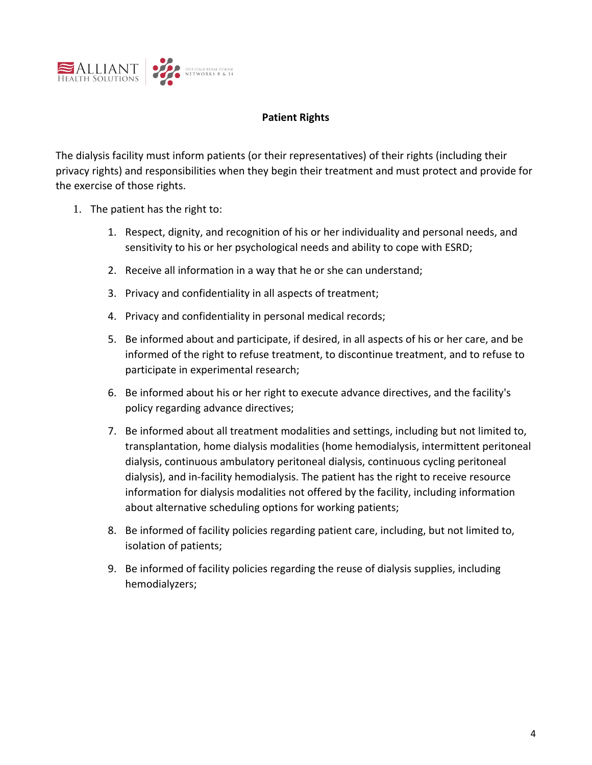## Patient Rights

The dialysis facility must inform patients (or their representatives) of their rights (including their privacy rights) and responsibilities when they begin their treatment and must protect and provide for the exercise of those rights.

1. The patient has the right to:
    1. Respect, dignity, and recognition of his or her individuality and personal needs, and sensitivity to his or her psychological needs and ability to cope with ESRD;
    2. Receive all information in a way that he or she can understand;
    3. Privacy and confidentiality in all aspects of treatment;
    4. Privacy and confidentiality in personal medical records;
    5. Be informed about and participate, if desired, in all aspects of his or her care, and be informed of the right to refuse treatment, to discontinue treatment, and to refuse to participate in experimental research;
    6. Be informed about his or her right to execute advance directives, and the facility's policy regarding advance directives;
    7. Be informed about all treatment modalities and settings, including but not limited to, transplantation, home dialysis modalities (home hemodialysis, intermittent peritoneal dialysis, continuous ambulatory peritoneal dialysis, continuous cycling peritoneal dialysis), and in-facility hemodialysis. The patient has the right to receive resource information for dialysis modalities not offered by the facility, including information about alternative scheduling options for working patients;
    8. Be informed of facility policies regarding patient care, including, but not limited to, isolation of patients;
    9. Be informed of facility policies regarding the reuse of dialysis supplies, including hemodialyzers;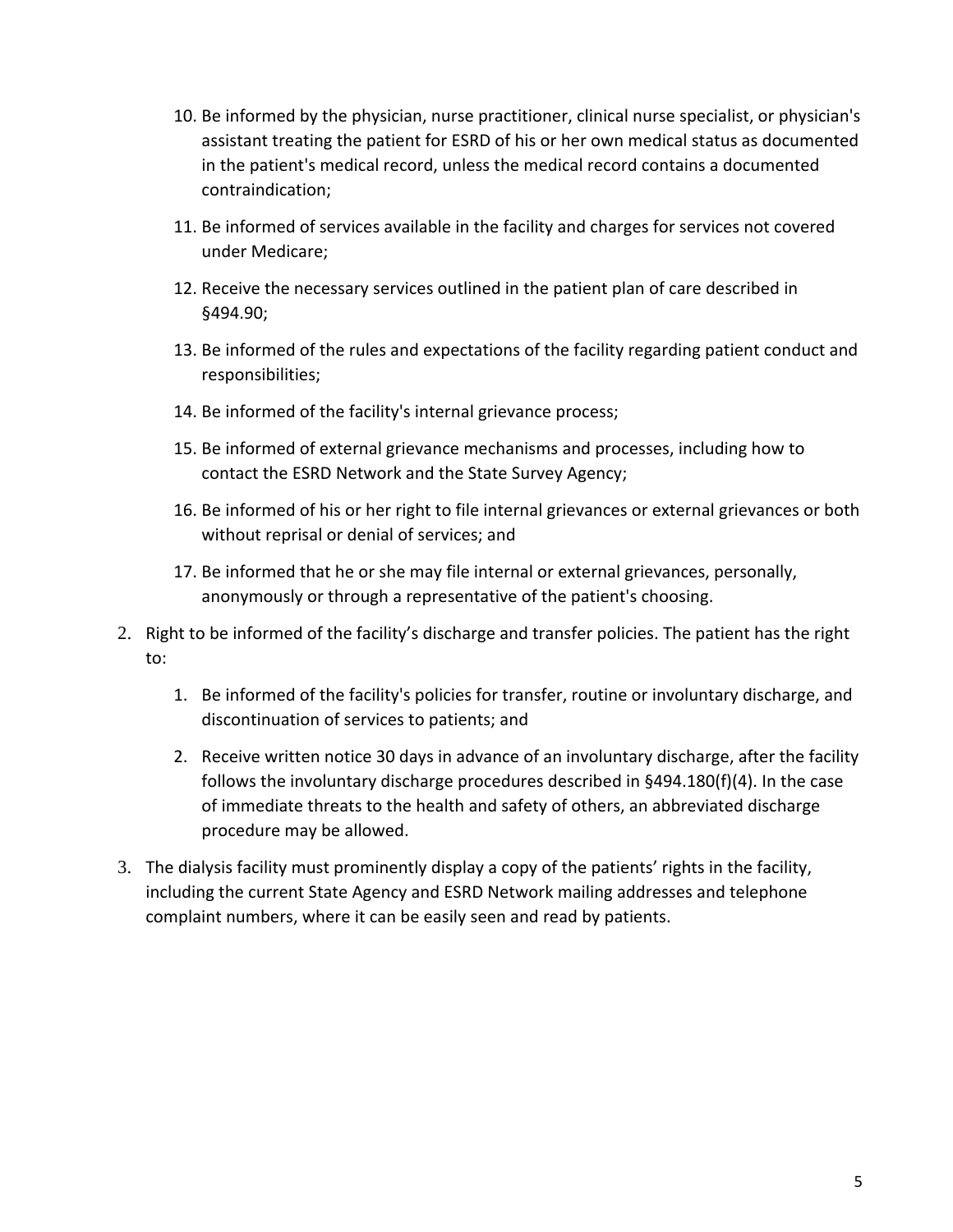10. Be informed by the physician, nurse practitioner, clinical nurse specialist, or physician's assistant treating the patient for ESRD of his or her own medical status as documented in the patient's medical record, unless the medical record contains a documented contraindication;
11. Be informed of services available in the facility and charges for services not covered under Medicare;
12. Receive the necessary services outlined in the patient plan of care described in §494.90;
13. Be informed of the rules and expectations of the facility regarding patient conduct and responsibilities;
14. Be informed of the facility's internal grievance process;
15. Be informed of external grievance mechanisms and processes, including how to contact the ESRD Network and the State Survey Agency;
16. Be informed of his or her right to file internal grievances or external grievances or both without reprisal or denial of services; and
17. Be informed that he or she may file internal or external grievances, personally, anonymously or through a representative of the patient's choosing.

2. Right to be informed of the facility's discharge and transfer policies. The patient has the right to:
    1. Be informed of the facility's policies for transfer, routine or involuntary discharge, and discontinuation of services to patients; and
    2. Receive written notice 30 days in advance of an involuntary discharge, after the facility follows the involuntary discharge procedures described in §494.180(f)(4). In the case of immediate threats to the health and safety of others, an abbreviated discharge procedure may be allowed.
3. The dialysis facility must prominently display a copy of the patients' rights in the facility, including the current State Agency and ESRD Network mailing addresses and telephone complaint numbers, where it can be easily seen and read by patients.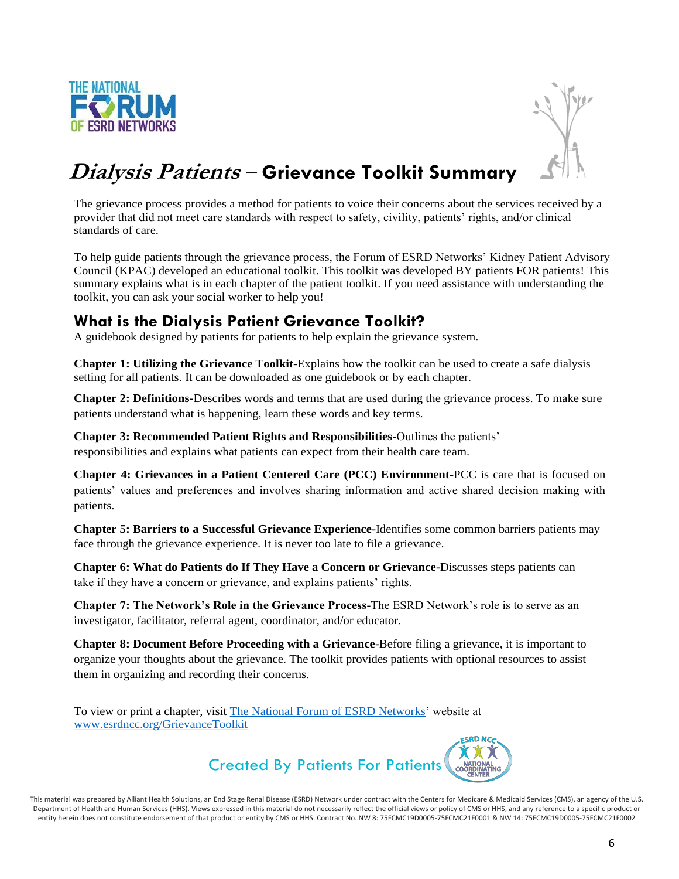# *Dialysis Patients* – Grievance Toolkit Summary

The grievance process provides a method for patients to voice their concerns about the services received by a provider that did not meet care standards with respect to safety, civility, patients' rights, and/or clinical standards of care.

To help guide patients through the grievance process, the Forum of ESRD Networks' Kidney Patient Advisory Council (KPAC) developed an educational toolkit. This toolkit was developed BY patients FOR patients! This summary explains what is in each chapter of the patient toolkit. If you need assistance with understanding the toolkit, you can ask your social worker to help you!

## What is the Dialysis Patient Grievance Toolkit?

A guidebook designed by patients for patients to help explain the grievance system.

**Chapter 1: Utilizing the Grievance Toolkit**-Explains how the toolkit can be used to create a safe dialysis setting for all patients. It can be downloaded as one guidebook or by each chapter.

**Chapter 2: Definitions**-Describes words and terms that are used during the grievance process. To make sure patients understand what is happening, learn these words and key terms.

**Chapter 3: Recommended Patient Rights and Responsibilities**-Outlines the patients' responsibilities and explains what patients can expect from their health care team.

**Chapter 4: Grievances in a Patient Centered Care (PCC) Environment**-PCC is care that is focused on patients' values and preferences and involves sharing information and active shared decision making with patients.

**Chapter 5: Barriers to a Successful Grievance Experience**-Identifies some common barriers patients may face through the grievance experience. It is never too late to file a grievance.

**Chapter 6: What do Patients do If They Have a Concern or Grievance**-Discusses steps patients can take if they have a concern or grievance, and explains patients' rights.

**Chapter 7: The Network's Role in the Grievance Process**-The ESRD Network's role is to serve as an investigator, facilitator, referral agent, coordinator, and/or educator.

**Chapter 8: Document Before Proceeding with a Grievance**-Before filing a grievance, it is important to organize your thoughts about the grievance. The toolkit provides patients with optional resources to assist them in organizing and recording their concerns.

To view or print a chapter, visit [The National Forum of ESRD Networks](www.esrdncc.org/GrievanceToolkit)' website at [www.esrdncc.org/GrievanceToolkit](www.esrdncc.org/GrievanceToolkit)

Created By Patients For Patients

This material was prepared by Alliant Health Solutions, an End Stage Renal Disease (ESRD) Network under contract with the Centers for Medicare & Medicaid Services (CMS), an agency of the U.S. Department of Health and Human Services (HHS). Views expressed in this material do not necessarily reflect the official views or policy of CMS or HHS, and any reference to a specific product or entity herein does not constitute endorsement of that product or entity by CMS or HHS. Contract No. NW 8: 75FCMC19D0005-75FCMC21F0001 & NW 14: 75FCMC19D0005-75FCMC21F0002